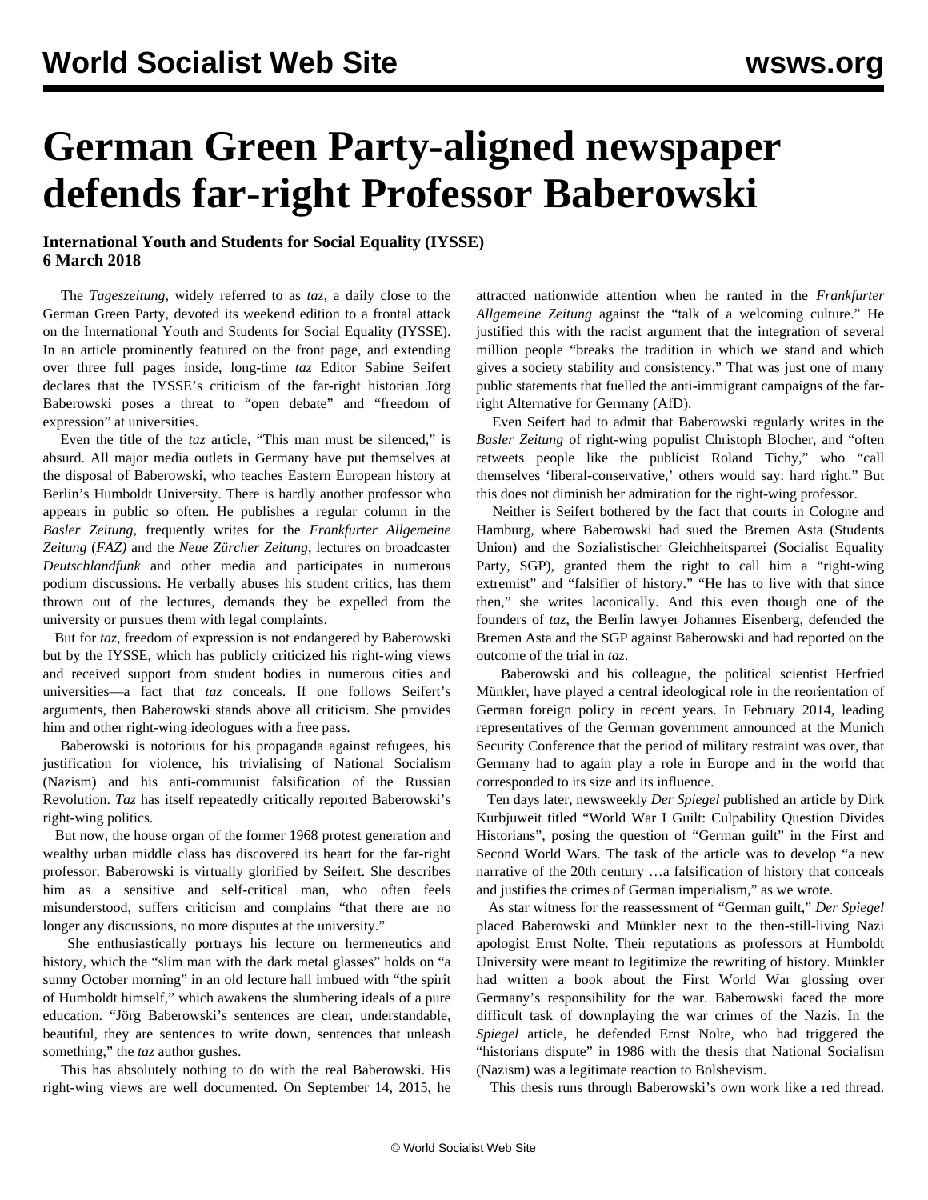# German Green Party-aligned newspaper defends far-right Professor Baberowski

**International Youth and Students for Social Equality (IYSSE)**
**6 March 2018**

The *Tageszeitung,* widely referred to as *taz,* a daily close to the German Green Party, devoted its weekend edition to a frontal attack on the International Youth and Students for Social Equality (IYSSE). In an article prominently featured on the front page, and extending over three full pages inside, long-time *taz* Editor Sabine Seifert declares that the IYSSE's criticism of the far-right historian Jörg Baberowski poses a threat to "open debate" and "freedom of expression" at universities.

Even the title of the *taz* article, "This man must be silenced," is absurd. All major media outlets in Germany have put themselves at the disposal of Baberowski, who teaches Eastern European history at Berlin's Humboldt University. There is hardly another professor who appears in public so often. He publishes a regular column in the *Basler Zeitung*, frequently writes for the *Frankfurter Allgemeine Zeitung* (*FAZ)* and the *Neue Zürcher Zeitung*, lectures on broadcaster *Deutschlandfunk* and other media and participates in numerous podium discussions. He verbally abuses his student critics, has them thrown out of the lectures, demands they be expelled from the university or pursues them with legal complaints.

But for *taz*, freedom of expression is not endangered by Baberowski but by the IYSSE, which has publicly criticized his right-wing views and received support from student bodies in numerous cities and universities—a fact that *taz* conceals. If one follows Seifert's arguments, then Baberowski stands above all criticism. She provides him and other right-wing ideologues with a free pass.

Baberowski is notorious for his propaganda against refugees, his justification for violence, his trivialising of National Socialism (Nazism) and his anti-communist falsification of the Russian Revolution. *Taz* has itself repeatedly critically reported Baberowski's right-wing politics.

But now, the house organ of the former 1968 protest generation and wealthy urban middle class has discovered its heart for the far-right professor. Baberowski is virtually glorified by Seifert. She describes him as a sensitive and self-critical man, who often feels misunderstood, suffers criticism and complains "that there are no longer any discussions, no more disputes at the university."

She enthusiastically portrays his lecture on hermeneutics and history, which the "slim man with the dark metal glasses" holds on "a sunny October morning" in an old lecture hall imbued with "the spirit of Humboldt himself," which awakens the slumbering ideals of a pure education. "Jörg Baberowski's sentences are clear, understandable, beautiful, they are sentences to write down, sentences that unleash something," the *taz* author gushes.

This has absolutely nothing to do with the real Baberowski. His right-wing views are well documented. On September 14, 2015, he attracted nationwide attention when he ranted in the *Frankfurter Allgemeine Zeitung* against the "talk of a welcoming culture." He justified this with the racist argument that the integration of several million people "breaks the tradition in which we stand and which gives a society stability and consistency." That was just one of many public statements that fuelled the anti-immigrant campaigns of the far-right Alternative for Germany (AfD).

Even Seifert had to admit that Baberowski regularly writes in the *Basler Zeitung* of right-wing populist Christoph Blocher, and "often retweets people like the publicist Roland Tichy," who "call themselves 'liberal-conservative,' others would say: hard right." But this does not diminish her admiration for the right-wing professor.

Neither is Seifert bothered by the fact that courts in Cologne and Hamburg, where Baberowski had sued the Bremen Asta (Students Union) and the Sozialistischer Gleichheitspartei (Socialist Equality Party, SGP), granted them the right to call him a "right-wing extremist" and "falsifier of history." "He has to live with that since then," she writes laconically. And this even though one of the founders of *taz,* the Berlin lawyer Johannes Eisenberg, defended the Bremen Asta and the SGP against Baberowski and had reported on the outcome of the trial in *taz*.

Baberowski and his colleague, the political scientist Herfried Münkler, have played a central ideological role in the reorientation of German foreign policy in recent years. In February 2014, leading representatives of the German government announced at the Munich Security Conference that the period of military restraint was over, that Germany had to again play a role in Europe and in the world that corresponded to its size and its influence.

Ten days later, newsweekly *Der Spiegel* published an article by Dirk Kurbjuweit titled "World War I Guilt: Culpability Question Divides Historians", posing the question of "German guilt" in the First and Second World Wars. The task of the article was to develop "a new narrative of the 20th century …a falsification of history that conceals and justifies the crimes of German imperialism," as we wrote.

As star witness for the reassessment of "German guilt," *Der Spiegel* placed Baberowski and Münkler next to the then-still-living Nazi apologist Ernst Nolte. Their reputations as professors at Humboldt University were meant to legitimize the rewriting of history. Münkler had written a book about the First World War glossing over Germany's responsibility for the war. Baberowski faced the more difficult task of downplaying the war crimes of the Nazis. In the *Spiegel* article, he defended Ernst Nolte, who had triggered the "historians dispute" in 1986 with the thesis that National Socialism (Nazism) was a legitimate reaction to Bolshevism.

This thesis runs through Baberowski's own work like a red thread.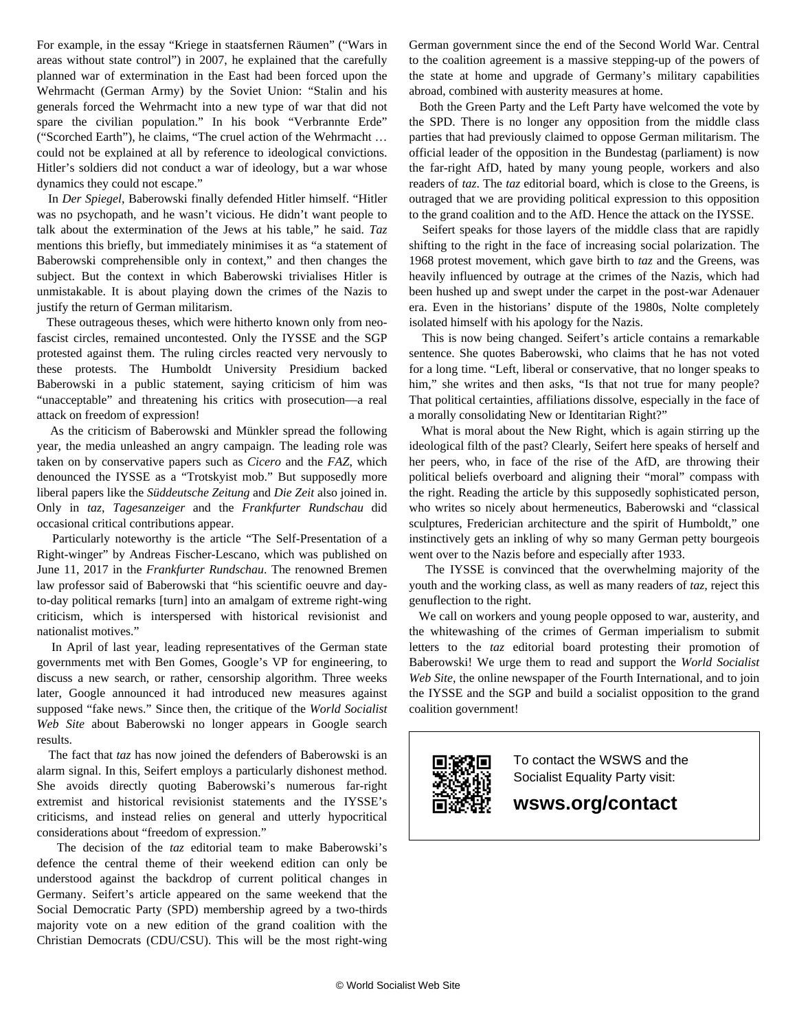For example, in the essay "Kriege in staatsfernen Räumen" ("Wars in areas without state control") in 2007, he explained that the carefully planned war of extermination in the East had been forced upon the Wehrmacht (German Army) by the Soviet Union: "Stalin and his generals forced the Wehrmacht into a new type of war that did not spare the civilian population." In his book "Verbrannte Erde" ("Scorched Earth"), he claims, "The cruel action of the Wehrmacht … could not be explained at all by reference to ideological convictions. Hitler's soldiers did not conduct a war of ideology, but a war whose dynamics they could not escape."

In *Der Spiegel*, Baberowski finally defended Hitler himself. "Hitler was no psychopath, and he wasn't vicious. He didn't want people to talk about the extermination of the Jews at his table," he said. *Taz* mentions this briefly, but immediately minimises it as "a statement of Baberowski comprehensible only in context," and then changes the subject. But the context in which Baberowski trivialises Hitler is unmistakable. It is about playing down the crimes of the Nazis to justify the return of German militarism.

These outrageous theses, which were hitherto known only from neo-fascist circles, remained uncontested. Only the IYSSE and the SGP protested against them. The ruling circles reacted very nervously to these protests. The Humboldt University Presidium backed Baberowski in a public statement, saying criticism of him was "unacceptable" and threatening his critics with prosecution—a real attack on freedom of expression!

As the criticism of Baberowski and Münkler spread the following year, the media unleashed an angry campaign. The leading role was taken on by conservative papers such as *Cicero* and the *FAZ*, which denounced the IYSSE as a "Trotskyist mob." But supposedly more liberal papers like the *Süddeutsche Zeitung* and *Die Zeit* also joined in. Only in *taz*, *Tagesanzeiger* and the *Frankfurter Rundschau* did occasional critical contributions appear.

Particularly noteworthy is the article "The Self-Presentation of a Right-winger" by Andreas Fischer-Lescano, which was published on June 11, 2017 in the *Frankfurter Rundschau*. The renowned Bremen law professor said of Baberowski that "his scientific oeuvre and day-to-day political remarks [turn] into an amalgam of extreme right-wing criticism, which is interspersed with historical revisionist and nationalist motives."

In April of last year, leading representatives of the German state governments met with Ben Gomes, Google's VP for engineering, to discuss a new search, or rather, censorship algorithm. Three weeks later, Google announced it had introduced new measures against supposed "fake news." Since then, the critique of the *World Socialist Web Site* about Baberowski no longer appears in Google search results.

The fact that *taz* has now joined the defenders of Baberowski is an alarm signal. In this, Seifert employs a particularly dishonest method. She avoids directly quoting Baberowski's numerous far-right extremist and historical revisionist statements and the IYSSE's criticisms, and instead relies on general and utterly hypocritical considerations about "freedom of expression."

The decision of the *taz* editorial team to make Baberowski's defence the central theme of their weekend edition can only be understood against the backdrop of current political changes in Germany. Seifert's article appeared on the same weekend that the Social Democratic Party (SPD) membership agreed by a two-thirds majority vote on a new edition of the grand coalition with the Christian Democrats (CDU/CSU). This will be the most right-wing German government since the end of the Second World War. Central to the coalition agreement is a massive stepping-up of the powers of the state at home and upgrade of Germany's military capabilities abroad, combined with austerity measures at home.

Both the Green Party and the Left Party have welcomed the vote by the SPD. There is no longer any opposition from the middle class parties that had previously claimed to oppose German militarism. The official leader of the opposition in the Bundestag (parliament) is now the far-right AfD, hated by many young people, workers and also readers of *taz*. The *taz* editorial board, which is close to the Greens, is outraged that we are providing political expression to this opposition to the grand coalition and to the AfD. Hence the attack on the IYSSE.

Seifert speaks for those layers of the middle class that are rapidly shifting to the right in the face of increasing social polarization. The 1968 protest movement, which gave birth to *taz* and the Greens, was heavily influenced by outrage at the crimes of the Nazis, which had been hushed up and swept under the carpet in the post-war Adenauer era. Even in the historians' dispute of the 1980s, Nolte completely isolated himself with his apology for the Nazis.

This is now being changed. Seifert's article contains a remarkable sentence. She quotes Baberowski, who claims that he has not voted for a long time. "Left, liberal or conservative, that no longer speaks to him," she writes and then asks, "Is that not true for many people? That political certainties, affiliations dissolve, especially in the face of a morally consolidating New or Identitarian Right?"

What is moral about the New Right, which is again stirring up the ideological filth of the past? Clearly, Seifert here speaks of herself and her peers, who, in face of the rise of the AfD, are throwing their political beliefs overboard and aligning their "moral" compass with the right. Reading the article by this supposedly sophisticated person, who writes so nicely about hermeneutics, Baberowski and "classical sculptures, Frederician architecture and the spirit of Humboldt," one instinctively gets an inkling of why so many German petty bourgeois went over to the Nazis before and especially after 1933.

The IYSSE is convinced that the overwhelming majority of the youth and the working class, as well as many readers of *taz,* reject this genuflection to the right.

We call on workers and young people opposed to war, austerity, and the whitewashing of the crimes of German imperialism to submit letters to the *taz* editorial board protesting their promotion of Baberowski! We urge them to read and support the *World Socialist Web Site*, the online newspaper of the Fourth International, and to join the IYSSE and the SGP and build a socialist opposition to the grand coalition government!

To contact the WSWS and the Socialist Equality Party visit:

**wsws.org/contact**